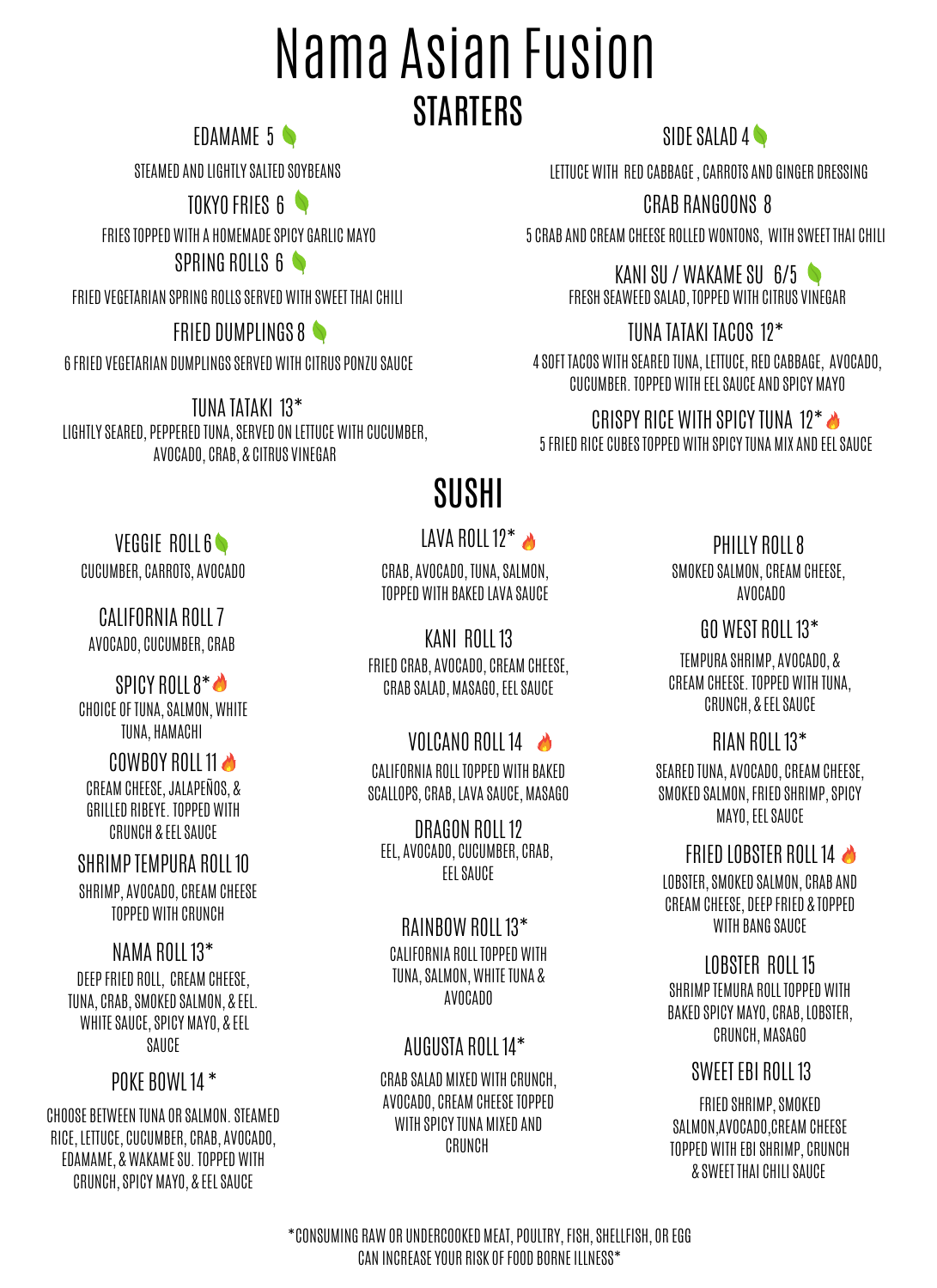# Nama Asian Fusion

## STARTERS

### EDAMAME 5

STEAMED AND LIGHTLY SALTED SOYBEANS

### TOKYO FRIES 6

FRIES TOPPED WITH A HOMEMADE SPICY GARLIC MAYO

### SPRING ROLLS 6

FRIED VEGETARIAN SPRING ROLLS SERVED WITH SWEET THAI CHILI

### FRIED DUMPLINGS 8

6 FRIED VEGETARIAN DUMPLINGS SERVED WITH CITRUS PONZU SAUCE

### TUNA TATAKI 13*

LIGHTLY SEARED, PEPPERED TUNA, SERVED ON LETTUCE WITH CUCUMBER, AVOCADO, CRAB, & CITRUS VINEGAR

### SIDE SALAD 4

LETTUCE WITH RED CABBAGE , CARROTS AND GINGER DRESSING

### CRAB RANGOONS 8

5 CRAB AND CREAM CHEESE ROLLED WONTONS, WITH SWEET THAI CHILI

### KANI SU / WAKAME SU 6/5

FRESH SEAWEED SALAD, TOPPED WITH CITRUS VINEGAR

### TUNA TATAKI TACOS 12*

4 SOFT TACOS WITH SEARED TUNA, LETTUCE, RED CABBAGE, AVOCADO, CUCUMBER. TOPPED WITH EEL SAUCE AND SPICY MAYO

### CRISPY RICE WITH SPICY TUNA 12*

5 FRIED RICE CUBES TOPPED WITH SPICY TUNA MIX AND EEL SAUCE

## SUSHI

### VEGGIE ROLL 6

CUCUMBER, CARROTS, AVOCADO

### CALIFORNIA ROLL 7

AVOCADO, CUCUMBER, CRAB

### SPICY ROLL 8*

CHOICE OF TUNA, SALMON, WHITE TUNA, HAMACHI

### COWBOY ROLL 11

CREAM CHEESE, JALAPEÑOS, & GRILLED RIBEYE. TOPPED WITH CRUNCH & EEL SAUCE

### SHRIMP TEMPURA ROLL 10

SHRIMP, AVOCADO, CREAM CHEESE TOPPED WITH CRUNCH

### NAMA ROLL 13*

DEEP FRIED ROLL, CREAM CHEESE, TUNA, CRAB, SMOKED SALMON, & EEL. WHITE SAUCE, SPICY MAYO, & EEL SAUCE

### POKE BOWL 14 *

CHOOSE BETWEEN TUNA OR SALMON. STEAMED RICE, LETTUCE, CUCUMBER, CRAB, AVOCADO, EDAMAME, & WAKAME SU. TOPPED WITH CRUNCH, SPICY MAYO, & EEL SAUCE

### LAVA ROLL 12*

CRAB, AVOCADO, TUNA, SALMON, TOPPED WITH BAKED LAVA SAUCE

### KANI ROLL 13

FRIED CRAB, AVOCADO, CREAM CHEESE, CRAB SALAD, MASAGO, EEL SAUCE

### VOLCANO ROLL 14

CALIFORNIA ROLL TOPPED WITH BAKED SCALLOPS, CRAB, LAVA SAUCE, MASAGO

### DRAGON ROLL 12

EEL, AVOCADO, CUCUMBER, CRAB, EEL SAUCE

### RAINBOW ROLL 13*

CALIFORNIA ROLL TOPPED WITH TUNA, SALMON, WHITE TUNA & AVOCADO

### AUGUSTA ROLL 14*

CRAB SALAD MIXED WITH CRUNCH, AVOCADO, CREAM CHEESE TOPPED WITH SPICY TUNA MIXED AND CRUNCH

### PHILLY ROLL 8

SMOKED SALMON, CREAM CHEESE, AVOCADO

### GO WEST ROLL 13*

TEMPURA SHRIMP, AVOCADO, & CREAM CHEESE. TOPPED WITH TUNA, CRUNCH, & EEL SAUCE

### RIAN ROLL 13*

SEARED TUNA, AVOCADO, CREAM CHEESE, SMOKED SALMON, FRIED SHRIMP, SPICY MAYO, EEL SAUCE

### FRIED LOBSTER ROLL 14

LOBSTER, SMOKED SALMON, CRAB AND CREAM CHEESE, DEEP FRIED & TOPPED WITH BANG SAUCE

### LOBSTER ROLL 15

SHRIMP TEMURA ROLL TOPPED WITH BAKED SPICY MAYO, CRAB, LOBSTER, CRUNCH, MASAGO

### SWEET EBI ROLL 13

FRIED SHRIMP, SMOKED SALMON,AVOCADO,CREAM CHEESE TOPPED WITH EBI SHRIMP, CRUNCH & SWEET THAI CHILI SAUCE

*CONSUMING RAW OR UNDERCOOKED MEAT, POULTRY, FISH, SHELLFISH, OR EGG CAN INCREASE YOUR RISK OF FOOD BORNE ILLNESS*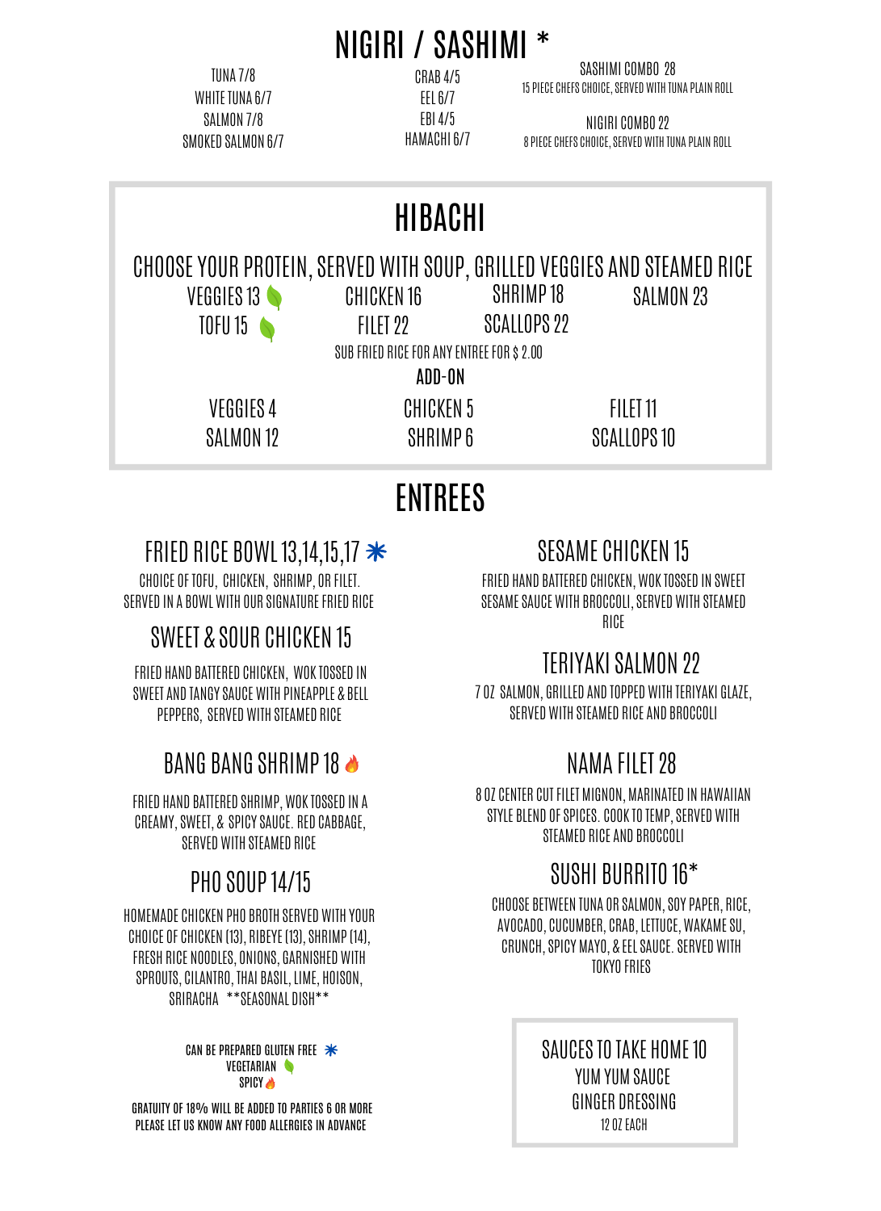# NIGIRI / SASHIMI *

TUNA 7/8
WHITE TUNA 6/7
SALMON 7/8
SMOKED SALMON 6/7

CRAB 4/5
EEL 6/7
EBI 4/5
HAMACHI 6/7

SASHIMI COMBO 28
15 PIECE CHEFS CHOICE, SERVED WITH TUNA PLAIN ROLL

NIGIRI COMBO 22
8 PIECE CHEFS CHOICE, SERVED WITH TUNA PLAIN ROLL

# HIBACHI

## CHOOSE YOUR PROTEIN, SERVED WITH SOUP, GRILLED VEGGIES AND STEAMED RICE

VEGGIES 13 🍃
TOFU 15 🍃
CHICKEN 16
FILET 22
SHRIMP 18
SCALLOPS 22
SALMON 23

SUB FRIED RICE FOR ANY ENTREE FOR $ 2.00

**ADD-ON**

VEGGIES 4
SALMON 12
CHICKEN 5
SHRIMP 6
FILET 11
SCALLOPS 10

# ENTREES

## FRIED RICE BOWL 13,14,15,17 ✳

CHOICE OF TOFU, CHICKEN, SHRIMP, OR FILET. SERVED IN A BOWL WITH OUR SIGNATURE FRIED RICE

## SWEET & SOUR CHICKEN 15

FRIED HAND BATTERED CHICKEN, WOK TOSSED IN SWEET AND TANGY SAUCE WITH PINEAPPLE & BELL PEPPERS, SERVED WITH STEAMED RICE

## BANG BANG SHRIMP 18 🔥

FRIED HAND BATTERED SHRIMP, WOK TOSSED IN A CREAMY, SWEET, & SPICY SAUCE. RED CABBAGE, SERVED WITH STEAMED RICE

## PHO SOUP 14/15

HOMEMADE CHICKEN PHO BROTH SERVED WITH YOUR CHOICE OF CHICKEN (13), RIBEYE (13), SHRIMP (14), FRESH RICE NOODLES, ONIONS, GARNISHED WITH SPROUTS, CILANTRO, THAI BASIL, LIME, HOISON, SRIRACHA **SEASONAL DISH**

## SESAME CHICKEN 15

FRIED HAND BATTERED CHICKEN, WOK TOSSED IN SWEET SESAME SAUCE WITH BROCCOLI, SERVED WITH STEAMED RICE

## TERIYAKI SALMON 22

7 OZ SALMON, GRILLED AND TOPPED WITH TERIYAKI GLAZE, SERVED WITH STEAMED RICE AND BROCCOLI

## NAMA FILET 28

8 OZ CENTER CUT FILET MIGNON, MARINATED IN HAWAIIAN STYLE BLEND OF SPICES. COOK TO TEMP, SERVED WITH STEAMED RICE AND BROCCOLI

## SUSHI BURRITO 16*

CHOOSE BETWEEN TUNA OR SALMON, SOY PAPER, RICE, AVOCADO, CUCUMBER, CRAB, LETTUCE, WAKAME SU, CRUNCH, SPICY MAYO, & EEL SAUCE. SERVED WITH TOKYO FRIES

CAN BE PREPARED GLUTEN FREE ✳
VEGETARIAN 🍃
SPICY 🔥

GRATUITY OF 18% WILL BE ADDED TO PARTIES 6 OR MORE
PLEASE LET US KNOW ANY FOOD ALLERGIES IN ADVANCE

## SAUCES TO TAKE HOME 10

YUM YUM SAUCE
GINGER DRESSING
12 OZ EACH